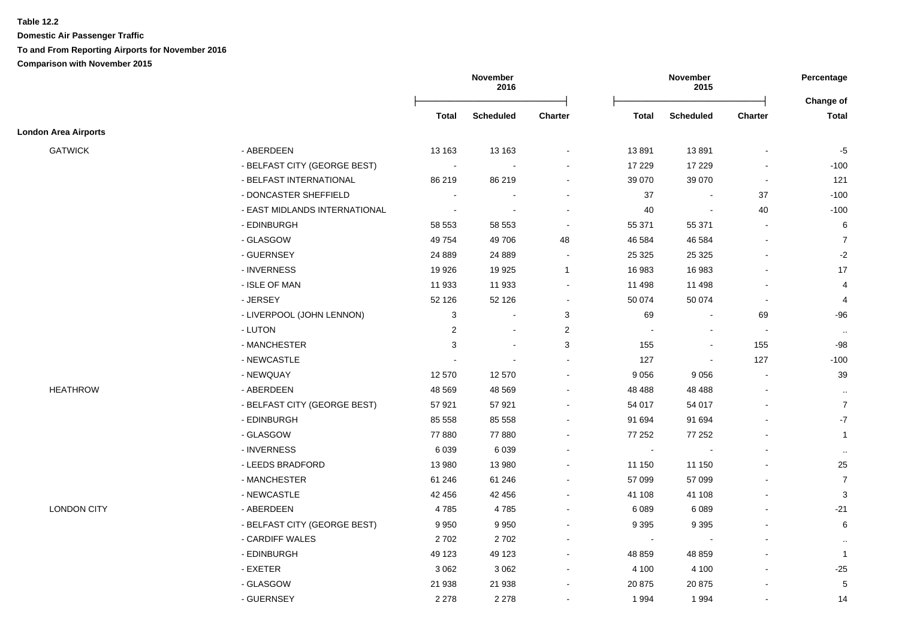**Table 12.2**

**Domestic Air Passenger Traffic**

**To and From Reporting Airports for November 2016**

**Comparison with November 2015**

| | | November 2016 | | | November 2015 | | | Percentage |
|---|---|---|---|---|---|---|---|---|
| | | Total | Scheduled | Charter | Total | Scheduled | Charter | Change of Total |
| **London Area Airports** | | | | | | | | |
| GATWICK | - ABERDEEN | 13 163 | 13 163 | - | 13 891 | 13 891 | - | -5 |
| | - BELFAST CITY (GEORGE BEST) | - | - | - | 17 229 | 17 229 | - | -100 |
| | - BELFAST INTERNATIONAL | 86 219 | 86 219 | - | 39 070 | 39 070 | - | 121 |
| | - DONCASTER SHEFFIELD | - | - | - | 37 | - | 37 | -100 |
| | - EAST MIDLANDS INTERNATIONAL | - | - | - | 40 | - | 40 | -100 |
| | - EDINBURGH | 58 553 | 58 553 | - | 55 371 | 55 371 | - | 6 |
| | - GLASGOW | 49 754 | 49 706 | 48 | 46 584 | 46 584 | - | 7 |
| | - GUERNSEY | 24 889 | 24 889 | - | 25 325 | 25 325 | - | -2 |
| | - INVERNESS | 19 926 | 19 925 | 1 | 16 983 | 16 983 | - | 17 |
| | - ISLE OF MAN | 11 933 | 11 933 | - | 11 498 | 11 498 | - | 4 |
| | - JERSEY | 52 126 | 52 126 | - | 50 074 | 50 074 | - | 4 |
| | - LIVERPOOL (JOHN LENNON) | 3 | - | 3 | 69 | - | 69 | -96 |
| | - LUTON | 2 | - | 2 | - | - | - | .. |
| | - MANCHESTER | 3 | - | 3 | 155 | - | 155 | -98 |
| | - NEWCASTLE | - | - | - | 127 | - | 127 | -100 |
| | - NEWQUAY | 12 570 | 12 570 | - | 9 056 | 9 056 | - | 39 |
| HEATHROW | - ABERDEEN | 48 569 | 48 569 | - | 48 488 | 48 488 | - | .. |
| | - BELFAST CITY (GEORGE BEST) | 57 921 | 57 921 | - | 54 017 | 54 017 | - | 7 |
| | - EDINBURGH | 85 558 | 85 558 | - | 91 694 | 91 694 | - | -7 |
| | - GLASGOW | 77 880 | 77 880 | - | 77 252 | 77 252 | - | 1 |
| | - INVERNESS | 6 039 | 6 039 | - | - | - | - | .. |
| | - LEEDS BRADFORD | 13 980 | 13 980 | - | 11 150 | 11 150 | - | 25 |
| | - MANCHESTER | 61 246 | 61 246 | - | 57 099 | 57 099 | - | 7 |
| | - NEWCASTLE | 42 456 | 42 456 | - | 41 108 | 41 108 | - | 3 |
| LONDON CITY | - ABERDEEN | 4 785 | 4 785 | - | 6 089 | 6 089 | - | -21 |
| | - BELFAST CITY (GEORGE BEST) | 9 950 | 9 950 | - | 9 395 | 9 395 | - | 6 |
| | - CARDIFF WALES | 2 702 | 2 702 | - | - | - | - | .. |
| | - EDINBURGH | 49 123 | 49 123 | - | 48 859 | 48 859 | - | 1 |
| | - EXETER | 3 062 | 3 062 | - | 4 100 | 4 100 | - | -25 |
| | - GLASGOW | 21 938 | 21 938 | - | 20 875 | 20 875 | - | 5 |
| | - GUERNSEY | 2 278 | 2 278 | - | 1 994 | 1 994 | - | 14 |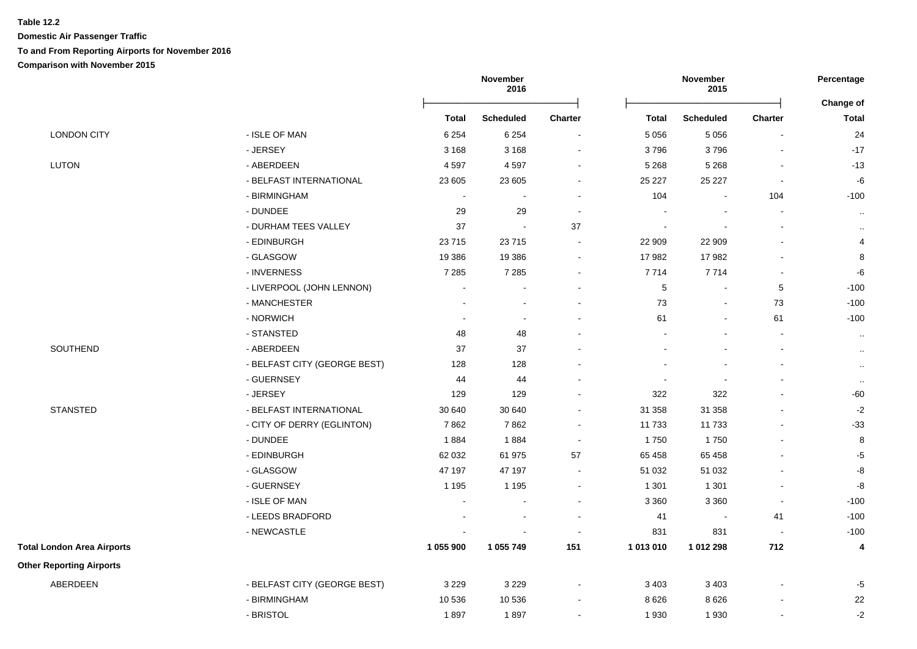**Table 12.2**

**Domestic Air Passenger Traffic**

**To and From Reporting Airports for November 2016**

**Comparison with November 2015**

| | | November 2016 | | | November 2015 | | | Percentage |
|---|---|---|---|---|---|---|---|---|
| | | **Total** | **Scheduled** | **Charter** | **Total** | **Scheduled** | **Charter** | **Change of Total** |
| LONDON CITY | - ISLE OF MAN | 6 254 | 6 254 | - | 5 056 | 5 056 | - | 24 |
| | - JERSEY | 3 168 | 3 168 | - | 3 796 | 3 796 | - | -17 |
| LUTON | - ABERDEEN | 4 597 | 4 597 | - | 5 268 | 5 268 | - | -13 |
| | - BELFAST INTERNATIONAL | 23 605 | 23 605 | - | 25 227 | 25 227 | - | -6 |
| | - BIRMINGHAM | - | - | - | 104 | - | 104 | -100 |
| | - DUNDEE | 29 | 29 | - | - | - | - | .. |
| | - DURHAM TEES VALLEY | 37 | - | 37 | - | - | - | .. |
| | - EDINBURGH | 23 715 | 23 715 | - | 22 909 | 22 909 | - | 4 |
| | - GLASGOW | 19 386 | 19 386 | - | 17 982 | 17 982 | - | 8 |
| | - INVERNESS | 7 285 | 7 285 | - | 7 714 | 7 714 | - | -6 |
| | - LIVERPOOL (JOHN LENNON) | - | - | - | 5 | - | 5 | -100 |
| | - MANCHESTER | - | - | - | 73 | - | 73 | -100 |
| | - NORWICH | - | - | - | 61 | - | 61 | -100 |
| | - STANSTED | 48 | 48 | - | - | - | - | .. |
| SOUTHEND | - ABERDEEN | 37 | 37 | - | - | - | - | .. |
| | - BELFAST CITY (GEORGE BEST) | 128 | 128 | - | - | - | - | .. |
| | - GUERNSEY | 44 | 44 | - | - | - | - | .. |
| | - JERSEY | 129 | 129 | - | 322 | 322 | - | -60 |
| STANSTED | - BELFAST INTERNATIONAL | 30 640 | 30 640 | - | 31 358 | 31 358 | - | -2 |
| | - CITY OF DERRY (EGLINTON) | 7 862 | 7 862 | - | 11 733 | 11 733 | - | -33 |
| | - DUNDEE | 1 884 | 1 884 | - | 1 750 | 1 750 | - | 8 |
| | - EDINBURGH | 62 032 | 61 975 | 57 | 65 458 | 65 458 | - | -5 |
| | - GLASGOW | 47 197 | 47 197 | - | 51 032 | 51 032 | - | -8 |
| | - GUERNSEY | 1 195 | 1 195 | - | 1 301 | 1 301 | - | -8 |
| | - ISLE OF MAN | - | - | - | 3 360 | 3 360 | - | -100 |
| | - LEEDS BRADFORD | - | - | - | 41 | - | 41 | -100 |
| | - NEWCASTLE | - | - | - | 831 | 831 | - | -100 |
| **Total London Area Airports** | | **1 055 900** | **1 055 749** | **151** | **1 013 010** | **1 012 298** | **712** | **4** |
| **Other Reporting Airports** | | | | | | | | |
| ABERDEEN | - BELFAST CITY (GEORGE BEST) | 3 229 | 3 229 | - | 3 403 | 3 403 | - | -5 |
| | - BIRMINGHAM | 10 536 | 10 536 | - | 8 626 | 8 626 | - | 22 |
| | - BRISTOL | 1 897 | 1 897 | - | 1 930 | 1 930 | - | -2 |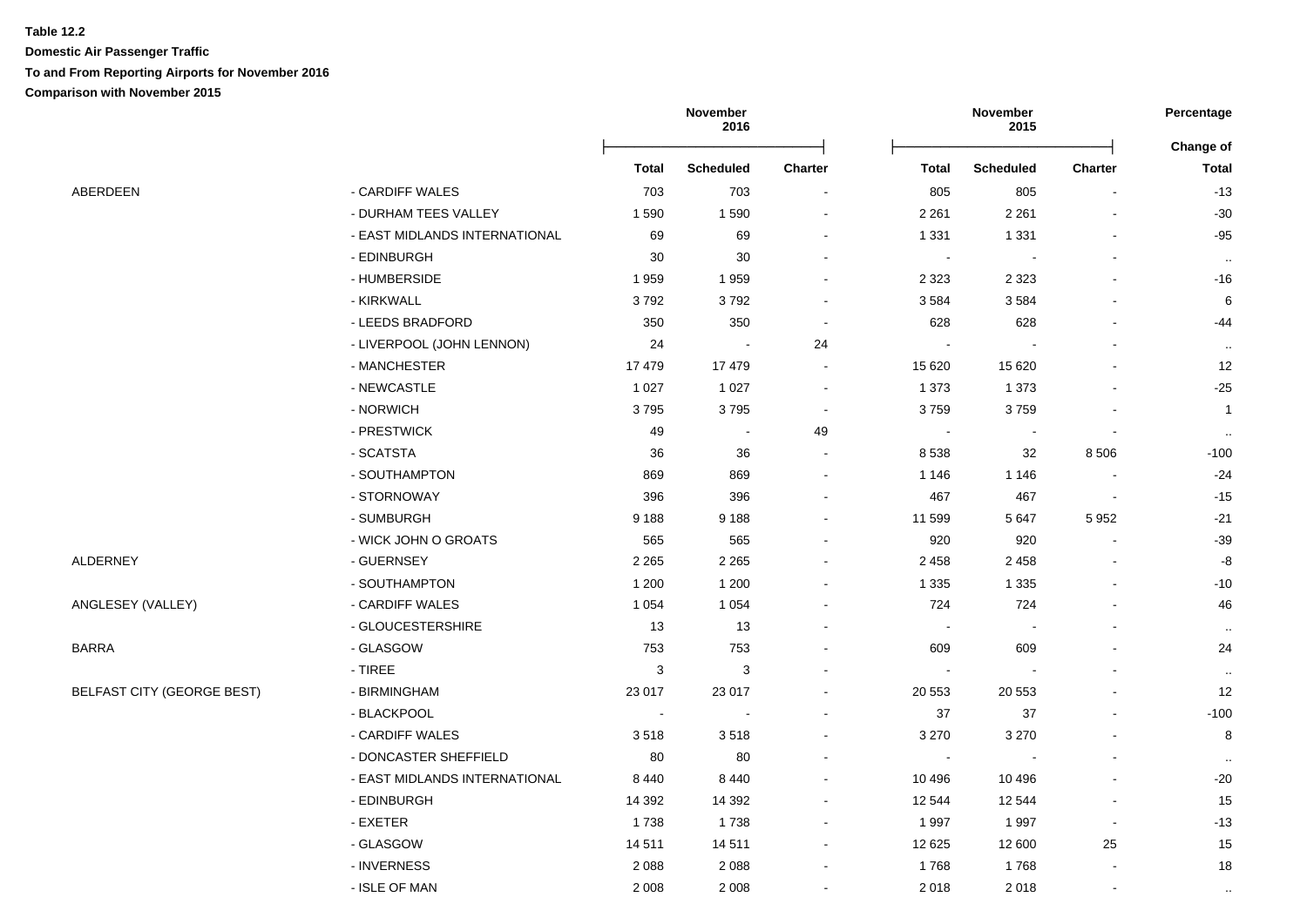**Table 12.2**

**Domestic Air Passenger Traffic**

**To and From Reporting Airports for November 2016**

**Comparison with November 2015**

| | | November 2016 | | | November 2015 | | | Percentage Change of |
|---|---|---|---|---|---|---|---|---|
| | | Total | Scheduled | Charter | Total | Scheduled | Charter | Total |
| ABERDEEN | - CARDIFF WALES | 703 | 703 | - | 805 | 805 | - | -13 |
| | - DURHAM TEES VALLEY | 1 590 | 1 590 | - | 2 261 | 2 261 | - | -30 |
| | - EAST MIDLANDS INTERNATIONAL | 69 | 69 | - | 1 331 | 1 331 | - | -95 |
| | - EDINBURGH | 30 | 30 | - | - | - | - | .. |
| | - HUMBERSIDE | 1 959 | 1 959 | - | 2 323 | 2 323 | - | -16 |
| | - KIRKWALL | 3 792 | 3 792 | - | 3 584 | 3 584 | - | 6 |
| | - LEEDS BRADFORD | 350 | 350 | - | 628 | 628 | - | -44 |
| | - LIVERPOOL (JOHN LENNON) | 24 | - | 24 | - | - | - | .. |
| | - MANCHESTER | 17 479 | 17 479 | - | 15 620 | 15 620 | - | 12 |
| | - NEWCASTLE | 1 027 | 1 027 | - | 1 373 | 1 373 | - | -25 |
| | - NORWICH | 3 795 | 3 795 | - | 3 759 | 3 759 | - | 1 |
| | - PRESTWICK | 49 | - | 49 | - | - | - | .. |
| | - SCATSTA | 36 | 36 | - | 8 538 | 32 | 8 506 | -100 |
| | - SOUTHAMPTON | 869 | 869 | - | 1 146 | 1 146 | - | -24 |
| | - STORNOWAY | 396 | 396 | - | 467 | 467 | - | -15 |
| | - SUMBURGH | 9 188 | 9 188 | - | 11 599 | 5 647 | 5 952 | -21 |
| | - WICK JOHN O GROATS | 565 | 565 | - | 920 | 920 | - | -39 |
| ALDERNEY | - GUERNSEY | 2 265 | 2 265 | - | 2 458 | 2 458 | - | -8 |
| | - SOUTHAMPTON | 1 200 | 1 200 | - | 1 335 | 1 335 | - | -10 |
| ANGLESEY (VALLEY) | - CARDIFF WALES | 1 054 | 1 054 | - | 724 | 724 | - | 46 |
| | - GLOUCESTERSHIRE | 13 | 13 | - | - | - | - | .. |
| BARRA | - GLASGOW | 753 | 753 | - | 609 | 609 | - | 24 |
| | - TIREE | 3 | 3 | - | - | - | - | .. |
| BELFAST CITY (GEORGE BEST) | - BIRMINGHAM | 23 017 | 23 017 | - | 20 553 | 20 553 | - | 12 |
| | - BLACKPOOL | - | - | - | 37 | 37 | - | -100 |
| | - CARDIFF WALES | 3 518 | 3 518 | - | 3 270 | 3 270 | - | 8 |
| | - DONCASTER SHEFFIELD | 80 | 80 | - | - | - | - | .. |
| | - EAST MIDLANDS INTERNATIONAL | 8 440 | 8 440 | - | 10 496 | 10 496 | - | -20 |
| | - EDINBURGH | 14 392 | 14 392 | - | 12 544 | 12 544 | - | 15 |
| | - EXETER | 1 738 | 1 738 | - | 1 997 | 1 997 | - | -13 |
| | - GLASGOW | 14 511 | 14 511 | - | 12 625 | 12 600 | 25 | 15 |
| | - INVERNESS | 2 088 | 2 088 | - | 1 768 | 1 768 | - | 18 |
| | - ISLE OF MAN | 2 008 | 2 008 | - | 2 018 | 2 018 | - | .. |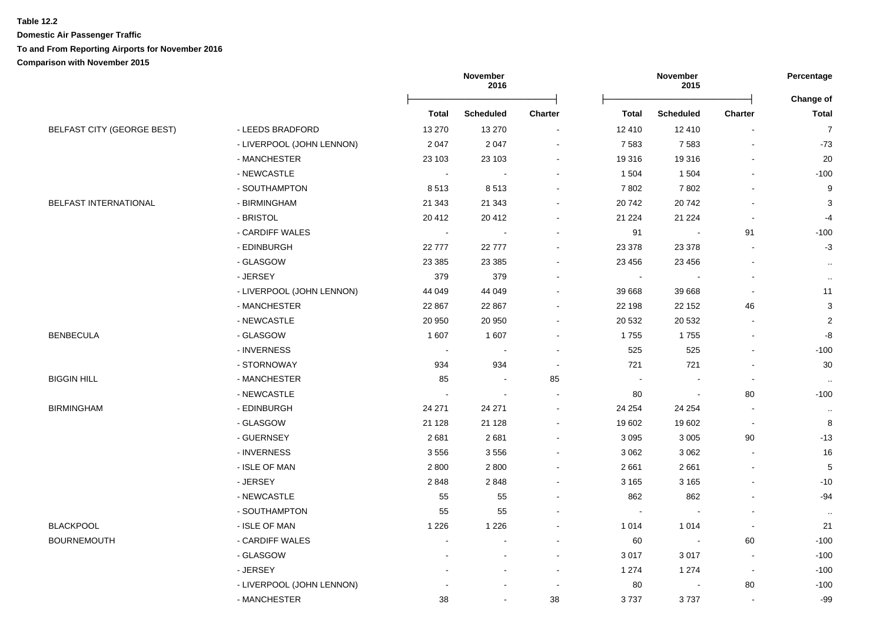**Table 12.2**

**Domestic Air Passenger Traffic**

**To and From Reporting Airports for November 2016**

**Comparison with November 2015**

| | | November 2016 | | | November 2015 | | | Percentage |
|---|---|---|---|---|---|---|---|---|
| | | **Total** | **Scheduled** | **Charter** | **Total** | **Scheduled** | **Charter** | **Change of Total** |
| BELFAST CITY (GEORGE BEST) | - LEEDS BRADFORD | 13 270 | 13 270 | - | 12 410 | 12 410 | - | 7 |
| | - LIVERPOOL (JOHN LENNON) | 2 047 | 2 047 | - | 7 583 | 7 583 | - | -73 |
| | - MANCHESTER | 23 103 | 23 103 | - | 19 316 | 19 316 | - | 20 |
| | - NEWCASTLE | - | - | - | 1 504 | 1 504 | - | -100 |
| | - SOUTHAMPTON | 8 513 | 8 513 | - | 7 802 | 7 802 | - | 9 |
| BELFAST INTERNATIONAL | - BIRMINGHAM | 21 343 | 21 343 | - | 20 742 | 20 742 | - | 3 |
| | - BRISTOL | 20 412 | 20 412 | - | 21 224 | 21 224 | - | -4 |
| | - CARDIFF WALES | - | - | - | 91 | - | 91 | -100 |
| | - EDINBURGH | 22 777 | 22 777 | - | 23 378 | 23 378 | - | -3 |
| | - GLASGOW | 23 385 | 23 385 | - | 23 456 | 23 456 | - | .. |
| | - JERSEY | 379 | 379 | - | - | - | - | .. |
| | - LIVERPOOL (JOHN LENNON) | 44 049 | 44 049 | - | 39 668 | 39 668 | - | 11 |
| | - MANCHESTER | 22 867 | 22 867 | - | 22 198 | 22 152 | 46 | 3 |
| | - NEWCASTLE | 20 950 | 20 950 | - | 20 532 | 20 532 | - | 2 |
| BENBECULA | - GLASGOW | 1 607 | 1 607 | - | 1 755 | 1 755 | - | -8 |
| | - INVERNESS | - | - | - | 525 | 525 | - | -100 |
| | - STORNOWAY | 934 | 934 | - | 721 | 721 | - | 30 |
| BIGGIN HILL | - MANCHESTER | 85 | - | 85 | - | - | - | .. |
| | - NEWCASTLE | - | - | - | 80 | - | 80 | -100 |
| BIRMINGHAM | - EDINBURGH | 24 271 | 24 271 | - | 24 254 | 24 254 | - | .. |
| | - GLASGOW | 21 128 | 21 128 | - | 19 602 | 19 602 | - | 8 |
| | - GUERNSEY | 2 681 | 2 681 | - | 3 095 | 3 005 | 90 | -13 |
| | - INVERNESS | 3 556 | 3 556 | - | 3 062 | 3 062 | - | 16 |
| | - ISLE OF MAN | 2 800 | 2 800 | - | 2 661 | 2 661 | - | 5 |
| | - JERSEY | 2 848 | 2 848 | - | 3 165 | 3 165 | - | -10 |
| | - NEWCASTLE | 55 | 55 | - | 862 | 862 | - | -94 |
| | - SOUTHAMPTON | 55 | 55 | - | - | - | - | .. |
| BLACKPOOL | - ISLE OF MAN | 1 226 | 1 226 | - | 1 014 | 1 014 | - | 21 |
| BOURNEMOUTH | - CARDIFF WALES | - | - | - | 60 | - | 60 | -100 |
| | - GLASGOW | - | - | - | 3 017 | 3 017 | - | -100 |
| | - JERSEY | - | - | - | 1 274 | 1 274 | - | -100 |
| | - LIVERPOOL (JOHN LENNON) | - | - | - | 80 | - | 80 | -100 |
| | - MANCHESTER | 38 | - | 38 | 3 737 | 3 737 | - | -99 |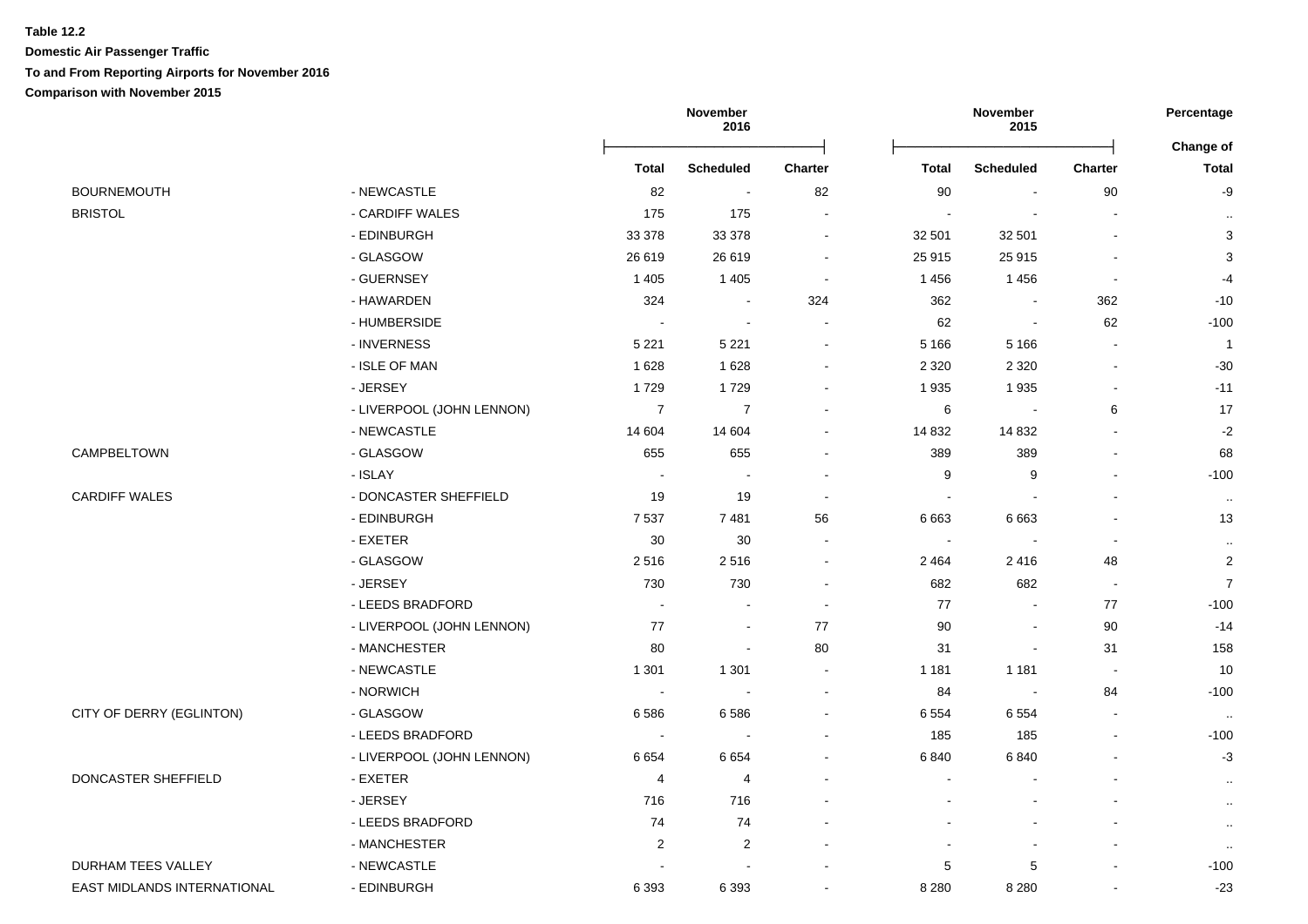**Table 12.2**

**Domestic Air Passenger Traffic**

**To and From Reporting Airports for November 2016**

**Comparison with November 2015**

| | | November 2016 | | | November 2015 | | | Percentage |
|---|---|---|---|---|---|---|---|---|
| | | **Total** | **Scheduled** | **Charter** | **Total** | **Scheduled** | **Charter** | **Change of Total** |
| BOURNEMOUTH | - NEWCASTLE | 82 | - | 82 | 90 | - | 90 | -9 |
| BRISTOL | - CARDIFF WALES | 175 | 175 | - | - | - | - | .. |
| | - EDINBURGH | 33 378 | 33 378 | - | 32 501 | 32 501 | - | 3 |
| | - GLASGOW | 26 619 | 26 619 | - | 25 915 | 25 915 | - | 3 |
| | - GUERNSEY | 1 405 | 1 405 | - | 1 456 | 1 456 | - | -4 |
| | - HAWARDEN | 324 | - | 324 | 362 | - | 362 | -10 |
| | - HUMBERSIDE | - | - | - | 62 | - | 62 | -100 |
| | - INVERNESS | 5 221 | 5 221 | - | 5 166 | 5 166 | - | 1 |
| | - ISLE OF MAN | 1 628 | 1 628 | - | 2 320 | 2 320 | - | -30 |
| | - JERSEY | 1 729 | 1 729 | - | 1 935 | 1 935 | - | -11 |
| | - LIVERPOOL (JOHN LENNON) | 7 | 7 | - | 6 | - | 6 | 17 |
| | - NEWCASTLE | 14 604 | 14 604 | - | 14 832 | 14 832 | - | -2 |
| CAMPBELTOWN | - GLASGOW | 655 | 655 | - | 389 | 389 | - | 68 |
| | - ISLAY | - | - | - | 9 | 9 | - | -100 |
| CARDIFF WALES | - DONCASTER SHEFFIELD | 19 | 19 | - | - | - | - | .. |
| | - EDINBURGH | 7 537 | 7 481 | 56 | 6 663 | 6 663 | - | 13 |
| | - EXETER | 30 | 30 | - | - | - | - | .. |
| | - GLASGOW | 2 516 | 2 516 | - | 2 464 | 2 416 | 48 | 2 |
| | - JERSEY | 730 | 730 | - | 682 | 682 | - | 7 |
| | - LEEDS BRADFORD | - | - | - | 77 | - | 77 | -100 |
| | - LIVERPOOL (JOHN LENNON) | 77 | - | 77 | 90 | - | 90 | -14 |
| | - MANCHESTER | 80 | - | 80 | 31 | - | 31 | 158 |
| | - NEWCASTLE | 1 301 | 1 301 | - | 1 181 | 1 181 | - | 10 |
| | - NORWICH | - | - | - | 84 | - | 84 | -100 |
| CITY OF DERRY (EGLINTON) | - GLASGOW | 6 586 | 6 586 | - | 6 554 | 6 554 | - | .. |
| | - LEEDS BRADFORD | - | - | - | 185 | 185 | - | -100 |
| | - LIVERPOOL (JOHN LENNON) | 6 654 | 6 654 | - | 6 840 | 6 840 | - | -3 |
| DONCASTER SHEFFIELD | - EXETER | 4 | 4 | - | - | - | - | .. |
| | - JERSEY | 716 | 716 | - | - | - | - | .. |
| | - LEEDS BRADFORD | 74 | 74 | - | - | - | - | .. |
| | - MANCHESTER | 2 | 2 | - | - | - | - | .. |
| DURHAM TEES VALLEY | - NEWCASTLE | - | - | - | 5 | 5 | - | -100 |
| EAST MIDLANDS INTERNATIONAL | - EDINBURGH | 6 393 | 6 393 | - | 8 280 | 8 280 | - | -23 |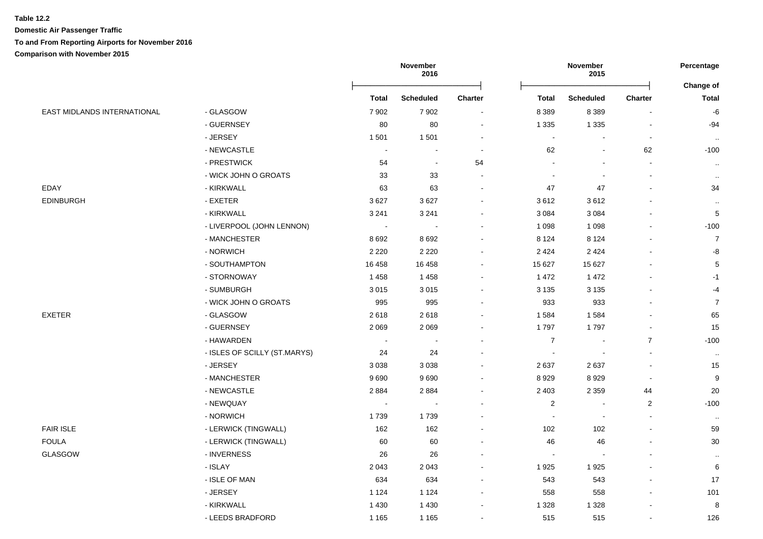**Table 12.2**

**Domestic Air Passenger Traffic**

**To and From Reporting Airports for November 2016**

**Comparison with November 2015**

| | | November 2016 | | | November 2015 | | | Percentage |
|---|---|---|---|---|---|---|---|---|
| | | Total | Scheduled | Charter | Total | Scheduled | Charter | Change of Total |
| EAST MIDLANDS INTERNATIONAL | - GLASGOW | 7 902 | 7 902 | - | 8 389 | 8 389 | - | -6 |
| | - GUERNSEY | 80 | 80 | - | 1 335 | 1 335 | - | -94 |
| | - JERSEY | 1 501 | 1 501 | - | - | - | - | .. |
| | - NEWCASTLE | - | - | - | 62 | - | 62 | -100 |
| | - PRESTWICK | 54 | - | 54 | - | - | - | .. |
| | - WICK JOHN O GROATS | 33 | 33 | - | - | - | - | .. |
| EDAY | - KIRKWALL | 63 | 63 | - | 47 | 47 | - | 34 |
| EDINBURGH | - EXETER | 3 627 | 3 627 | - | 3 612 | 3 612 | - | .. |
| | - KIRKWALL | 3 241 | 3 241 | - | 3 084 | 3 084 | - | 5 |
| | - LIVERPOOL (JOHN LENNON) | - | - | - | 1 098 | 1 098 | - | -100 |
| | - MANCHESTER | 8 692 | 8 692 | - | 8 124 | 8 124 | - | 7 |
| | - NORWICH | 2 220 | 2 220 | - | 2 424 | 2 424 | - | -8 |
| | - SOUTHAMPTON | 16 458 | 16 458 | - | 15 627 | 15 627 | - | 5 |
| | - STORNOWAY | 1 458 | 1 458 | - | 1 472 | 1 472 | - | -1 |
| | - SUMBURGH | 3 015 | 3 015 | - | 3 135 | 3 135 | - | -4 |
| | - WICK JOHN O GROATS | 995 | 995 | - | 933 | 933 | - | 7 |
| EXETER | - GLASGOW | 2 618 | 2 618 | - | 1 584 | 1 584 | - | 65 |
| | - GUERNSEY | 2 069 | 2 069 | - | 1 797 | 1 797 | - | 15 |
| | - HAWARDEN | - | - | - | 7 | - | 7 | -100 |
| | - ISLES OF SCILLY (ST.MARYS) | 24 | 24 | - | - | - | - | .. |
| | - JERSEY | 3 038 | 3 038 | - | 2 637 | 2 637 | - | 15 |
| | - MANCHESTER | 9 690 | 9 690 | - | 8 929 | 8 929 | - | 9 |
| | - NEWCASTLE | 2 884 | 2 884 | - | 2 403 | 2 359 | 44 | 20 |
| | - NEWQUAY | - | - | - | 2 | - | 2 | -100 |
| | - NORWICH | 1 739 | 1 739 | - | - | - | - | .. |
| FAIR ISLE | - LERWICK (TINGWALL) | 162 | 162 | - | 102 | 102 | - | 59 |
| FOULA | - LERWICK (TINGWALL) | 60 | 60 | - | 46 | 46 | - | 30 |
| GLASGOW | - INVERNESS | 26 | 26 | - | - | - | - | .. |
| | - ISLAY | 2 043 | 2 043 | - | 1 925 | 1 925 | - | 6 |
| | - ISLE OF MAN | 634 | 634 | - | 543 | 543 | - | 17 |
| | - JERSEY | 1 124 | 1 124 | - | 558 | 558 | - | 101 |
| | - KIRKWALL | 1 430 | 1 430 | - | 1 328 | 1 328 | - | 8 |
| | - LEEDS BRADFORD | 1 165 | 1 165 | - | 515 | 515 | - | 126 |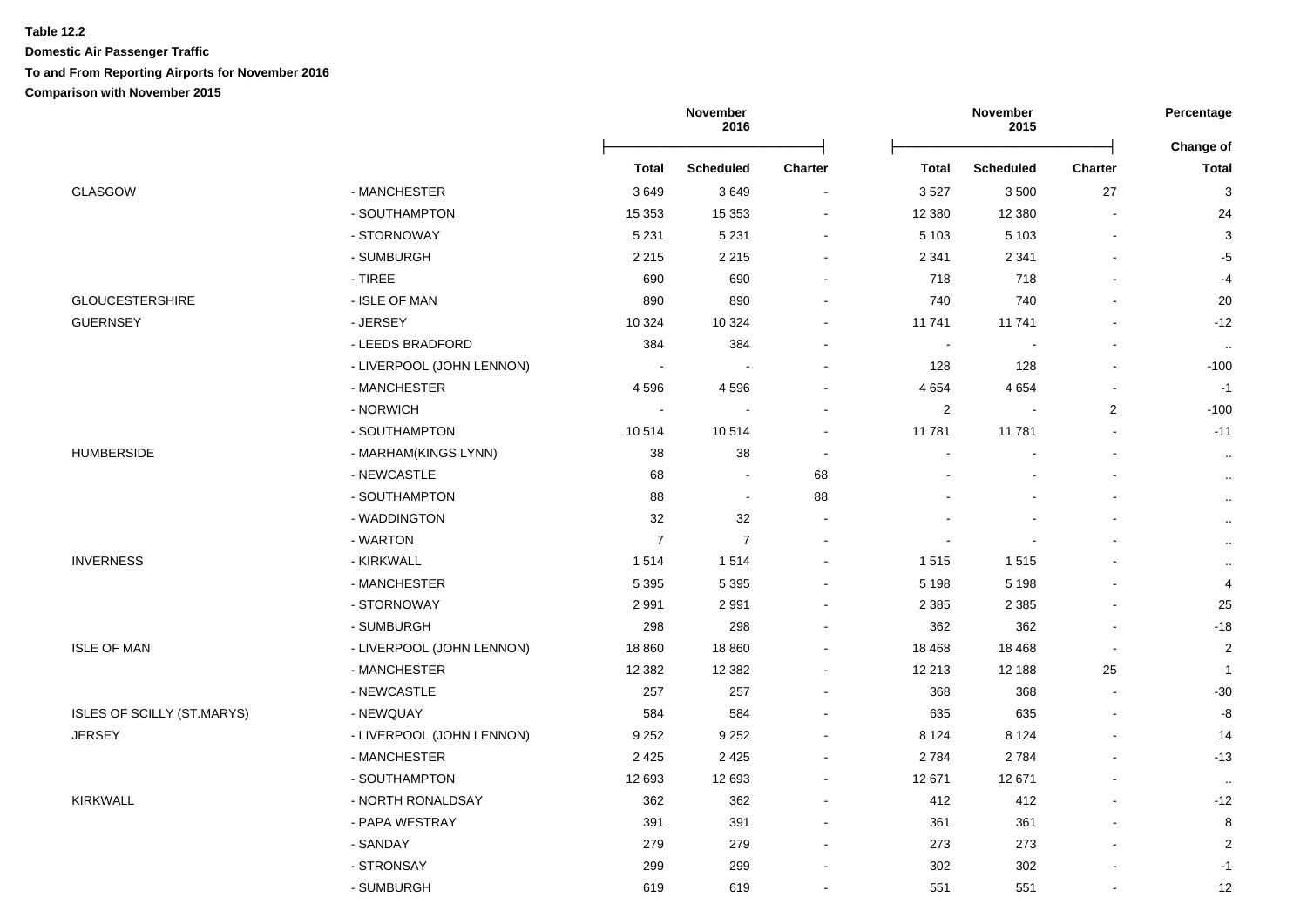**Table 12.2**

**Domestic Air Passenger Traffic**

**To and From Reporting Airports for November 2016**

**Comparison with November 2015**

| | | November 2016 | | | November 2015 | | | Percentage |
|---|---|---|---|---|---|---|---|---|
| | | **Total** | **Scheduled** | **Charter** | **Total** | **Scheduled** | **Charter** | **Change of Total** |
| GLASGOW | - MANCHESTER | 3 649 | 3 649 | - | 3 527 | 3 500 | 27 | 3 |
| | - SOUTHAMPTON | 15 353 | 15 353 | - | 12 380 | 12 380 | - | 24 |
| | - STORNOWAY | 5 231 | 5 231 | - | 5 103 | 5 103 | - | 3 |
| | - SUMBURGH | 2 215 | 2 215 | - | 2 341 | 2 341 | - | -5 |
| | - TIREE | 690 | 690 | - | 718 | 718 | - | -4 |
| GLOUCESTERSHIRE | - ISLE OF MAN | 890 | 890 | - | 740 | 740 | - | 20 |
| GUERNSEY | - JERSEY | 10 324 | 10 324 | - | 11 741 | 11 741 | - | -12 |
| | - LEEDS BRADFORD | 384 | 384 | - | - | - | - | .. |
| | - LIVERPOOL (JOHN LENNON) | - | - | - | 128 | 128 | - | -100 |
| | - MANCHESTER | 4 596 | 4 596 | - | 4 654 | 4 654 | - | -1 |
| | - NORWICH | - | - | - | 2 | - | 2 | -100 |
| | - SOUTHAMPTON | 10 514 | 10 514 | - | 11 781 | 11 781 | - | -11 |
| HUMBERSIDE | - MARHAM(KINGS LYNN) | 38 | 38 | - | - | - | - | .. |
| | - NEWCASTLE | 68 | - | 68 | - | - | - | .. |
| | - SOUTHAMPTON | 88 | - | 88 | - | - | - | .. |
| | - WADDINGTON | 32 | 32 | - | - | - | - | .. |
| | - WARTON | 7 | 7 | - | - | - | - | .. |
| INVERNESS | - KIRKWALL | 1 514 | 1 514 | - | 1 515 | 1 515 | - | .. |
| | - MANCHESTER | 5 395 | 5 395 | - | 5 198 | 5 198 | - | 4 |
| | - STORNOWAY | 2 991 | 2 991 | - | 2 385 | 2 385 | - | 25 |
| | - SUMBURGH | 298 | 298 | - | 362 | 362 | - | -18 |
| ISLE OF MAN | - LIVERPOOL (JOHN LENNON) | 18 860 | 18 860 | - | 18 468 | 18 468 | - | 2 |
| | - MANCHESTER | 12 382 | 12 382 | - | 12 213 | 12 188 | 25 | 1 |
| | - NEWCASTLE | 257 | 257 | - | 368 | 368 | - | -30 |
| ISLES OF SCILLY (ST.MARYS) | - NEWQUAY | 584 | 584 | - | 635 | 635 | - | -8 |
| JERSEY | - LIVERPOOL (JOHN LENNON) | 9 252 | 9 252 | - | 8 124 | 8 124 | - | 14 |
| | - MANCHESTER | 2 425 | 2 425 | - | 2 784 | 2 784 | - | -13 |
| | - SOUTHAMPTON | 12 693 | 12 693 | - | 12 671 | 12 671 | - | .. |
| KIRKWALL | - NORTH RONALDSAY | 362 | 362 | - | 412 | 412 | - | -12 |
| | - PAPA WESTRAY | 391 | 391 | - | 361 | 361 | - | 8 |
| | - SANDAY | 279 | 279 | - | 273 | 273 | - | 2 |
| | - STRONSAY | 299 | 299 | - | 302 | 302 | - | -1 |
| | - SUMBURGH | 619 | 619 | - | 551 | 551 | - | 12 |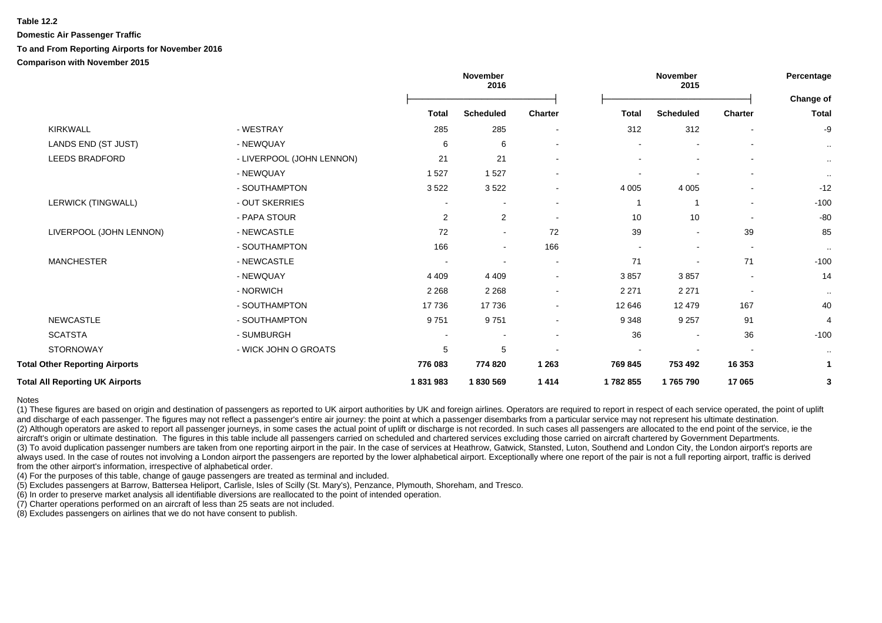**Table 12.2**

**Domestic Air Passenger Traffic**

**To and From Reporting Airports for November 2016**

**Comparison with November 2015**

| | | November 2016 | | | November 2015 | | | Percentage |
|---|---|---|---|---|---|---|---|---|
| | | **Total** | **Scheduled** | **Charter** | **Total** | **Scheduled** | **Charter** | **Change of Total** |
| KIRKWALL | - WESTRAY | 285 | 285 | - | 312 | 312 | - | -9 |
| LANDS END (ST JUST) | - NEWQUAY | 6 | 6 | - | - | - | - | .. |
| LEEDS BRADFORD | - LIVERPOOL (JOHN LENNON) | 21 | 21 | - | - | - | - | .. |
| | - NEWQUAY | 1 527 | 1 527 | - | - | - | - | .. |
| | - SOUTHAMPTON | 3 522 | 3 522 | - | 4 005 | 4 005 | - | -12 |
| LERWICK (TINGWALL) | - OUT SKERRIES | - | - | - | 1 | 1 | - | -100 |
| | - PAPA STOUR | 2 | 2 | - | 10 | 10 | - | -80 |
| LIVERPOOL (JOHN LENNON) | - NEWCASTLE | 72 | - | 72 | 39 | - | 39 | 85 |
| | - SOUTHAMPTON | 166 | - | 166 | - | - | - | .. |
| MANCHESTER | - NEWCASTLE | - | - | - | 71 | - | 71 | -100 |
| | - NEWQUAY | 4 409 | 4 409 | - | 3 857 | 3 857 | - | 14 |
| | - NORWICH | 2 268 | 2 268 | - | 2 271 | 2 271 | - | .. |
| | - SOUTHAMPTON | 17 736 | 17 736 | - | 12 646 | 12 479 | 167 | 40 |
| NEWCASTLE | - SOUTHAMPTON | 9 751 | 9 751 | - | 9 348 | 9 257 | 91 | 4 |
| SCATSTA | - SUMBURGH | - | - | - | 36 | - | 36 | -100 |
| STORNOWAY | - WICK JOHN O GROATS | 5 | 5 | - | - | - | - | .. |
| **Total Other Reporting Airports** | | **776 083** | **774 820** | **1 263** | **769 845** | **753 492** | **16 353** | **1** |
| **Total All Reporting UK Airports** | | **1 831 983** | **1 830 569** | **1 414** | **1 782 855** | **1 765 790** | **17 065** | **3** |

Notes

(1) These figures are based on origin and destination of passengers as reported to UK airport authorities by UK and foreign airlines. Operators are required to report in respect of each service operated, the point of uplift and discharge of each passenger. The figures may not reflect a passenger's entire air journey: the point at which a passenger disembarks from a particular service may not represent his ultimate destination.

(2) Although operators are asked to report all passenger journeys, in some cases the actual point of uplift or discharge is not recorded. In such cases all passengers are allocated to the end point of the service, ie the aircraft's origin or ultimate destination. The figures in this table include all passengers carried on scheduled and chartered services excluding those carried on aircraft chartered by Government Departments.

(3) To avoid duplication passenger numbers are taken from one reporting airport in the pair. In the case of services at Heathrow, Gatwick, Stansted, Luton, Southend and London City, the London airport's reports are always used. In the case of routes not involving a London airport the passengers are reported by the lower alphabetical airport. Exceptionally where one report of the pair is not a full reporting airport, traffic is derived from the other airport's information, irrespective of alphabetical order.

(4) For the purposes of this table, change of gauge passengers are treated as terminal and included.

(5) Excludes passengers at Barrow, Battersea Heliport, Carlisle, Isles of Scilly (St. Mary's), Penzance, Plymouth, Shoreham, and Tresco.

(6) In order to preserve market analysis all identifiable diversions are reallocated to the point of intended operation.

(7) Charter operations performed on an aircraft of less than 25 seats are not included.

(8) Excludes passengers on airlines that we do not have consent to publish.